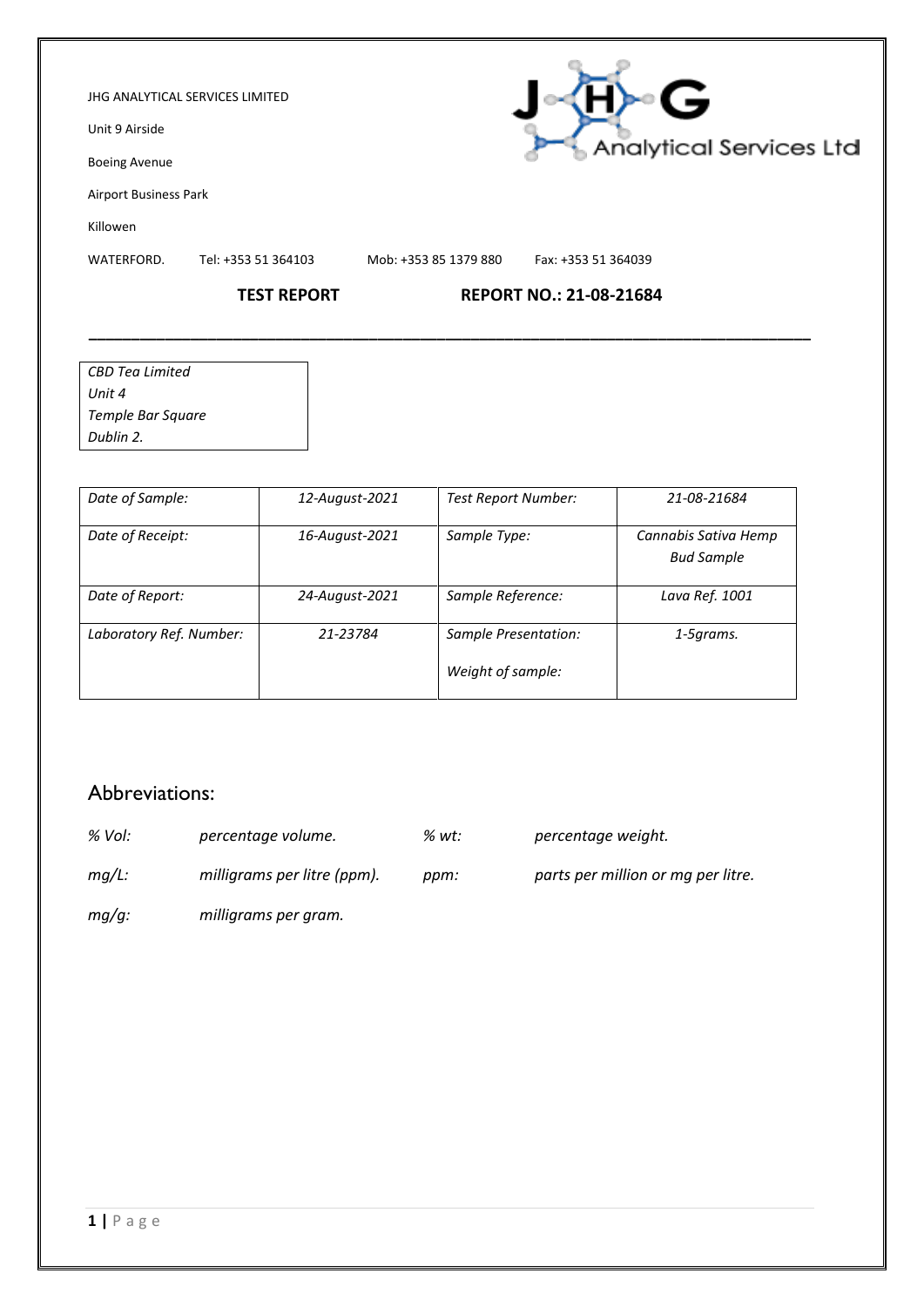JHG ANALYTICAL SERVICES LIMITED

Unit 9 Airside

Boeing Avenue

Airport Business Park

Killowen

WATERFORD. Tel: +353 51 364103 Mob: +353 85 1379 880 Fax: +353 51 364039

**TEST REPORT** **REPORT NO.: 21-08-21684**

---

*CBD Tea Limited*
*Unit 4*
*Temple Bar Square*
*Dublin 2.*

| | | | |
|---|---|---|---|
| *Date of Sample:* | *12-August-2021* | *Test Report Number:* | *21-08-21684* |
| *Date of Receipt:* | *16-August-2021* | *Sample Type:* | *Cannabis Sativa Hemp Bud Sample* |
| *Date of Report:* | *24-August-2021* | *Sample Reference:* | *Lava Ref. 1001* |
| *Laboratory Ref. Number:* | *21-23784* | *Sample Presentation:* *Weight of sample:* | *1-5grams.* |

## Abbreviations:

| | | | |
|---|---|---|---|
| *% Vol:* | *percentage volume.* | *% wt:* | *percentage weight.* |
| *mg/L:* | *milligrams per litre (ppm).* | *ppm:* | *parts per million or mg per litre.* |
| *mg/g:* | *milligrams per gram.* | | |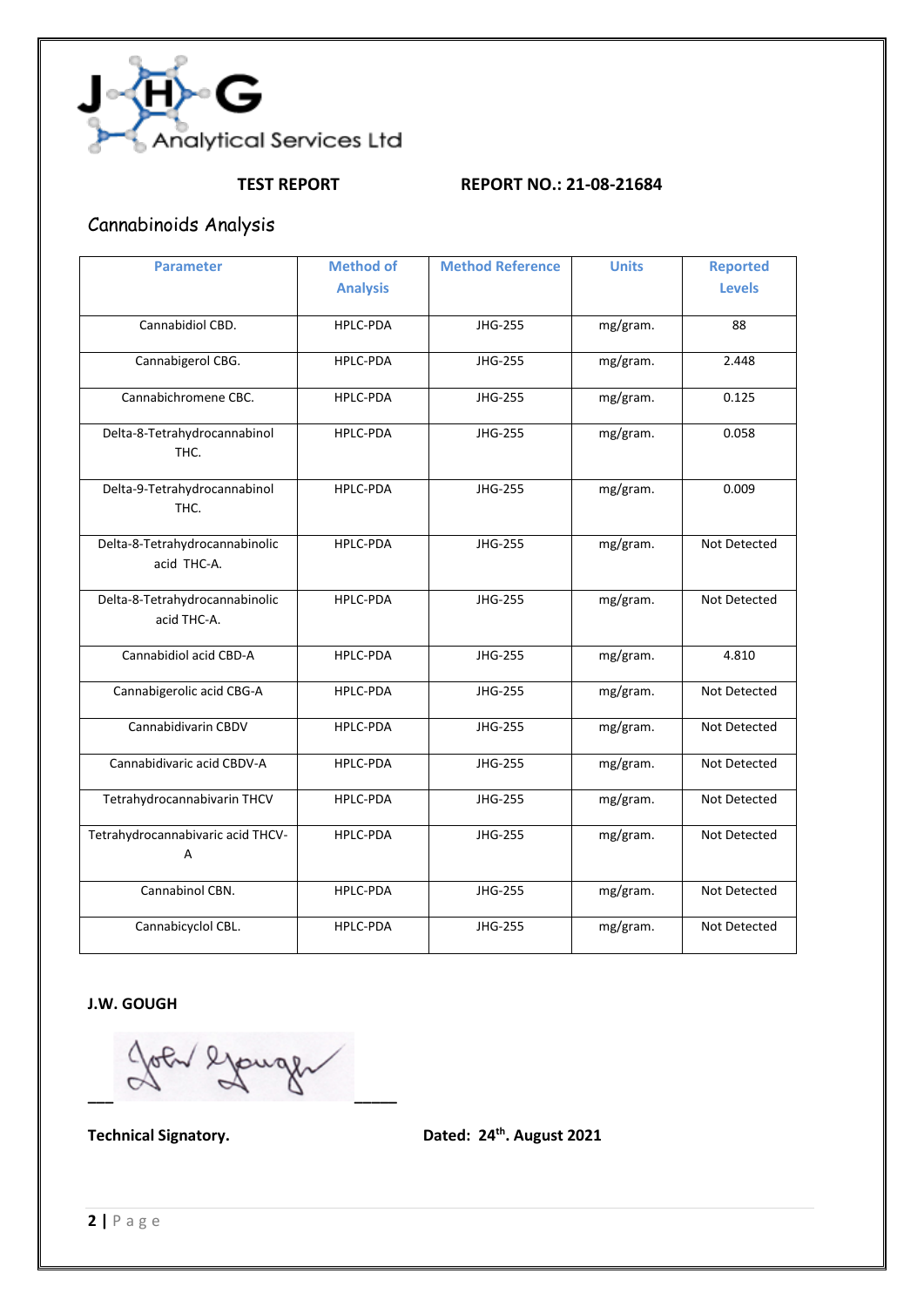JHG Analytical Services Ltd

**TEST REPORT** **REPORT NO.: 21-08-21684**

## Cannabinoids Analysis

| Parameter | Method of Analysis | Method Reference | Units | Reported Levels |
|---|---|---|---|---|
| Cannabidiol CBD. | HPLC-PDA | JHG-255 | mg/gram. | 88 |
| Cannabigerol CBG. | HPLC-PDA | JHG-255 | mg/gram. | 2.448 |
| Cannabichromene CBC. | HPLC-PDA | JHG-255 | mg/gram. | 0.125 |
| Delta-8-Tetrahydrocannabinol THC. | HPLC-PDA | JHG-255 | mg/gram. | 0.058 |
| Delta-9-Tetrahydrocannabinol THC. | HPLC-PDA | JHG-255 | mg/gram. | 0.009 |
| Delta-8-Tetrahydrocannabinolic acid THC-A. | HPLC-PDA | JHG-255 | mg/gram. | Not Detected |
| Delta-8-Tetrahydrocannabinolic acid THC-A. | HPLC-PDA | JHG-255 | mg/gram. | Not Detected |
| Cannabidiol acid CBD-A | HPLC-PDA | JHG-255 | mg/gram. | 4.810 |
| Cannabigerolic acid CBG-A | HPLC-PDA | JHG-255 | mg/gram. | Not Detected |
| Cannabidivarin CBDV | HPLC-PDA | JHG-255 | mg/gram. | Not Detected |
| Cannabidivaric acid CBDV-A | HPLC-PDA | JHG-255 | mg/gram. | Not Detected |
| Tetrahydrocannabivarin THCV | HPLC-PDA | JHG-255 | mg/gram. | Not Detected |
| Tetrahydrocannabivaric acid THCV-A | HPLC-PDA | JHG-255 | mg/gram. | Not Detected |
| Cannabinol CBN. | HPLC-PDA | JHG-255 | mg/gram. | Not Detected |
| Cannabicyclol CBL. | HPLC-PDA | JHG-255 | mg/gram. | Not Detected |

**J.W. GOUGH**

**Technical Signatory.** **Dated: 24th. August 2021**